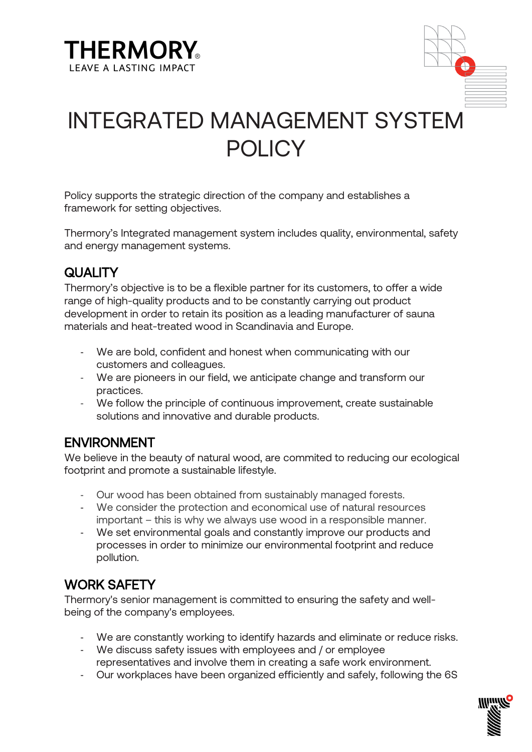THERMORY
LEAVE A LASTING IMPACT

# INTEGRATED MANAGEMENT SYSTEM POLICY

Policy supports the strategic direction of the company and establishes a framework for setting objectives.

Thermory's Integrated management system includes quality, environmental, safety and energy management systems.

## QUALITY

Thermory's objective is to be a flexible partner for its customers, to offer a wide range of high-quality products and to be constantly carrying out product development in order to retain its position as a leading manufacturer of sauna materials and heat-treated wood in Scandinavia and Europe.

- We are bold, confident and honest when communicating with our customers and colleagues.
- We are pioneers in our field, we anticipate change and transform our practices.
- We follow the principle of continuous improvement, create sustainable solutions and innovative and durable products.

## ENVIRONMENT

We believe in the beauty of natural wood, are commited to reducing our ecological footprint and promote a sustainable lifestyle.

- Our wood has been obtained from sustainably managed forests.
- We consider the protection and economical use of natural resources important – this is why we always use wood in a responsible manner.
- We set environmental goals and constantly improve our products and processes in order to minimize our environmental footprint and reduce pollution.

## WORK SAFETY

Thermory's senior management is committed to ensuring the safety and well-being of the company's employees.

- We are constantly working to identify hazards and eliminate or reduce risks.
- We discuss safety issues with employees and / or employee representatives and involve them in creating a safe work environment.
- Our workplaces have been organized efficiently and safely, following the 6S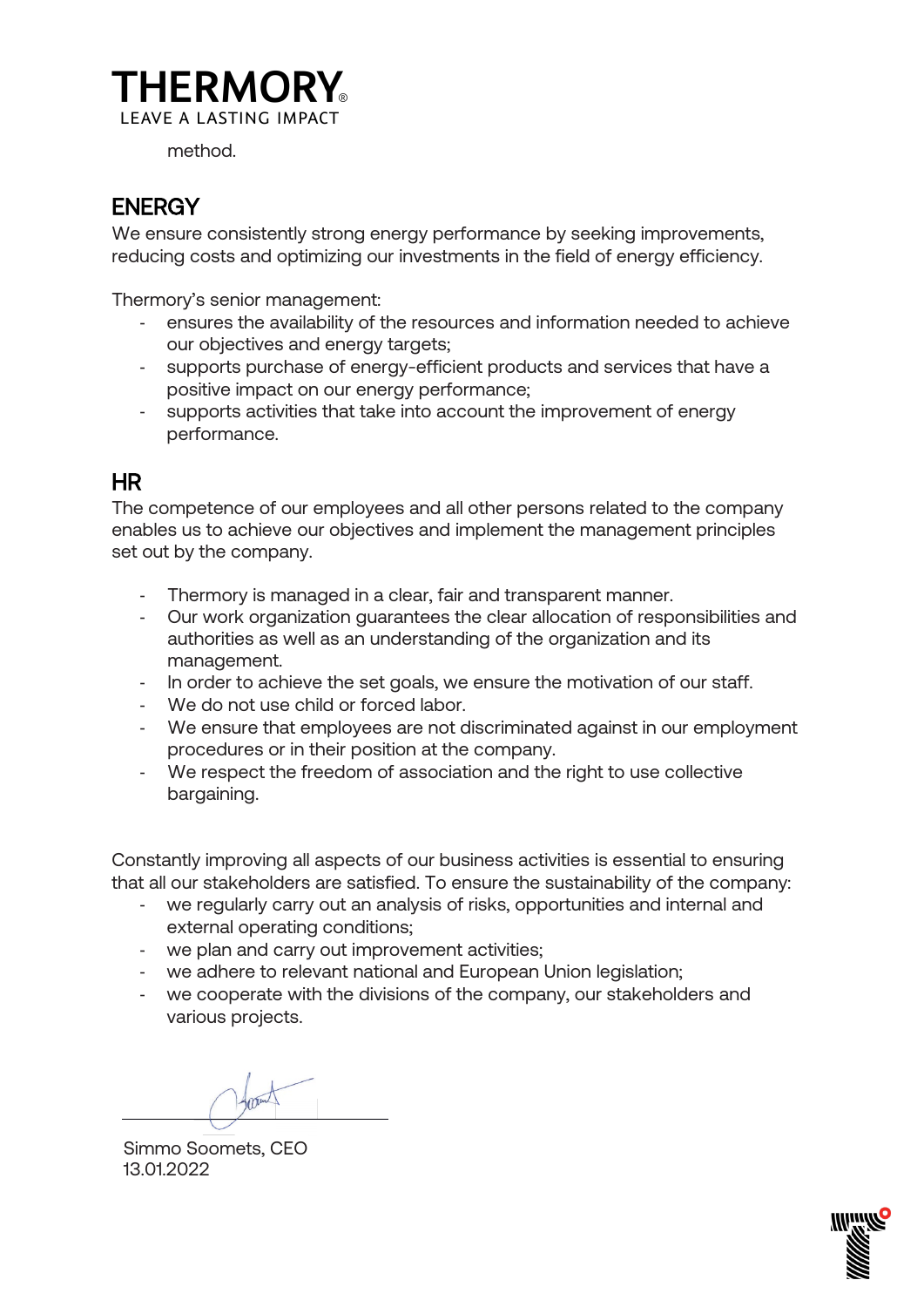method.

## ENERGY

We ensure consistently strong energy performance by seeking improvements, reducing costs and optimizing our investments in the field of energy efficiency.

Thermory's senior management:

- ensures the availability of the resources and information needed to achieve our objectives and energy targets;
- supports purchase of energy-efficient products and services that have a positive impact on our energy performance;
- supports activities that take into account the improvement of energy performance.

## HR

The competence of our employees and all other persons related to the company enables us to achieve our objectives and implement the management principles set out by the company.

- Thermory is managed in a clear, fair and transparent manner.
- Our work organization guarantees the clear allocation of responsibilities and authorities as well as an understanding of the organization and its management.
- In order to achieve the set goals, we ensure the motivation of our staff.
- We do not use child or forced labor.
- We ensure that employees are not discriminated against in our employment procedures or in their position at the company.
- We respect the freedom of association and the right to use collective bargaining.

Constantly improving all aspects of our business activities is essential to ensuring that all our stakeholders are satisfied. To ensure the sustainability of the company:

- we regularly carry out an analysis of risks, opportunities and internal and external operating conditions;
- we plan and carry out improvement activities;
- we adhere to relevant national and European Union legislation;
- we cooperate with the divisions of the company, our stakeholders and various projects.

Simmo Soomets, CEO
13.01.2022